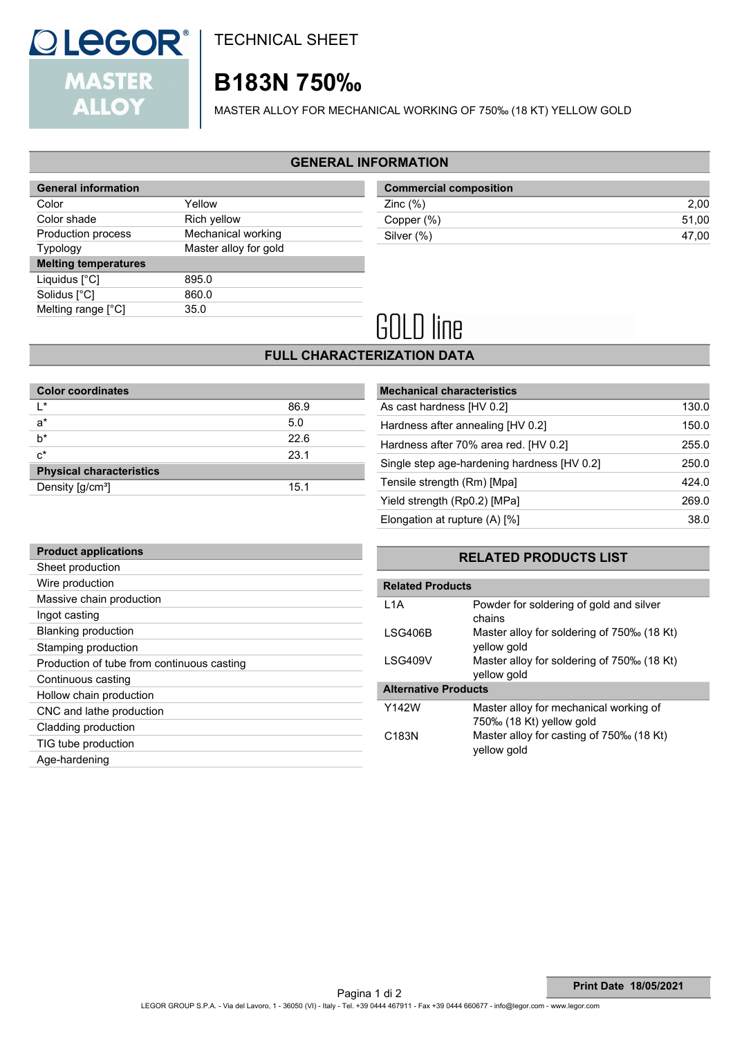LEGOR® MASTER ALLOY

TECHNICAL SHEET

# B183N 750‰

MASTER ALLOY FOR MECHANICAL WORKING OF 750‰ (18 KT) YELLOW GOLD

## GENERAL INFORMATION

| General information | |
|---|---|
| Color | Yellow |
| Color shade | Rich yellow |
| Production process | Mechanical working |
| Typology | Master alloy for gold |
| **Melting temperatures** | |
| Liquidus [°C] | 895.0 |
| Solidus [°C] | 860.0 |
| Melting range [°C] | 35.0 |

| Commercial composition | |
|---|---|
| Zinc (%) | 2,00 |
| Copper (%) | 51,00 |
| Silver (%) | 47,00 |

GOLD line

## FULL CHARACTERIZATION DATA

| Color coordinates | |
|---|---|
| L* | 86.9 |
| a* | 5.0 |
| b* | 22.6 |
| c* | 23.1 |
| **Physical characteristics** | |
| Density [g/cm³] | 15.1 |

| Mechanical characteristics | |
|---|---|
| As cast hardness [HV 0.2] | 130.0 |
| Hardness after annealing [HV 0.2] | 150.0 |
| Hardness after 70% area red. [HV 0.2] | 255.0 |
| Single step age-hardening hardness [HV 0.2] | 250.0 |
| Tensile strength (Rm) [Mpa] | 424.0 |
| Yield strength (Rp0.2) [MPa] | 269.0 |
| Elongation at rupture (A) [%] | 38.0 |

| Product applications |
|---|
| Sheet production |
| Wire production |
| Massive chain production |
| Ingot casting |
| Blanking production |
| Stamping production |
| Production of tube from continuous casting |
| Continuous casting |
| Hollow chain production |
| CNC and lathe production |
| Cladding production |
| TIG tube production |
| Age-hardening |

## RELATED PRODUCTS LIST

| Related Products | |
|---|---|
| L1A | Powder for soldering of gold and silver chains |
| LSG406B | Master alloy for soldering of 750‰ (18 Kt) yellow gold |
| LSG409V | Master alloy for soldering of 750‰ (18 Kt) yellow gold |
| **Alternative Products** | |
| Y142W | Master alloy for mechanical working of 750‰ (18 Kt) yellow gold |
| C183N | Master alloy for casting of 750‰ (18 Kt) yellow gold |

**Print Date 18/05/2021**

LEGOR GROUP S.P.A. - Via del Lavoro, 1 - 36050 (VI) - Italy - Tel. +39 0444 467911 - Fax +39 0444 660677 - info@legor.com - www.legor.com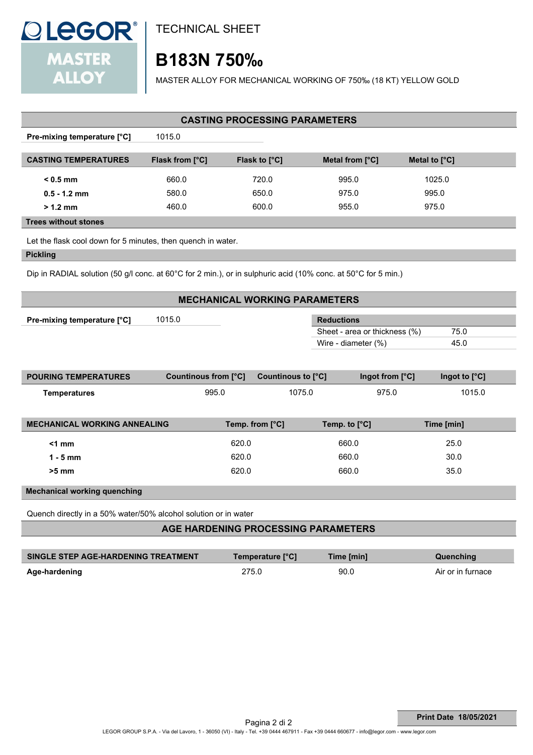LEGOR® MASTER ALLOY

TECHNICAL SHEET

# B183N 750‰

MASTER ALLOY FOR MECHANICAL WORKING OF 750‰ (18 KT) YELLOW GOLD

## CASTING PROCESSING PARAMETERS

**Pre-mixing temperature [°C]** 1015.0

| CASTING TEMPERATURES | Flask from [°C] | Flask to [°C] | Metal from [°C] | Metal to [°C] |
|---|---|---|---|---|
| **< 0.5 mm** | 660.0 | 720.0 | 995.0 | 1025.0 |
| **0.5 - 1.2 mm** | 580.0 | 650.0 | 975.0 | 995.0 |
| **> 1.2 mm** | 460.0 | 600.0 | 955.0 | 975.0 |

**Trees without stones**

Let the flask cool down for 5 minutes, then quench in water.

**Pickling**

Dip in RADIAL solution (50 g/l conc. at 60°C for 2 min.), or in sulphuric acid (10% conc. at 50°C for 5 min.)

## MECHANICAL WORKING PARAMETERS

**Pre-mixing temperature [°C]** 1015.0

| Reductions | |
|---|---|
| Sheet - area or thickness (%) | 75.0 |
| Wire - diameter (%) | 45.0 |

| POURING TEMPERATURES | Countinous from [°C] | Countinous to [°C] | Ingot from [°C] | Ingot to [°C] |
|---|---|---|---|---|
| **Temperatures** | 995.0 | 1075.0 | 975.0 | 1015.0 |

| MECHANICAL WORKING ANNEALING | Temp. from [°C] | Temp. to [°C] | Time [min] |
|---|---|---|---|
| **<1 mm** | 620.0 | 660.0 | 25.0 |
| **1 - 5 mm** | 620.0 | 660.0 | 30.0 |
| **>5 mm** | 620.0 | 660.0 | 35.0 |

**Mechanical working quenching**

Quench directly in a 50% water/50% alcohol solution or in water

## AGE HARDENING PROCESSING PARAMETERS

| SINGLE STEP AGE-HARDENING TREATMENT | Temperature [°C] | Time [min] | Quenching |
|---|---|---|---|
| **Age-hardening** | 275.0 | 90.0 | Air or in furnace |

**Print Date 18/05/2021**

LEGOR GROUP S.P.A. - Via del Lavoro, 1 - 36050 (VI) - Italy - Tel. +39 0444 467911 - Fax +39 0444 660677 - info@legor.com - www.legor.com